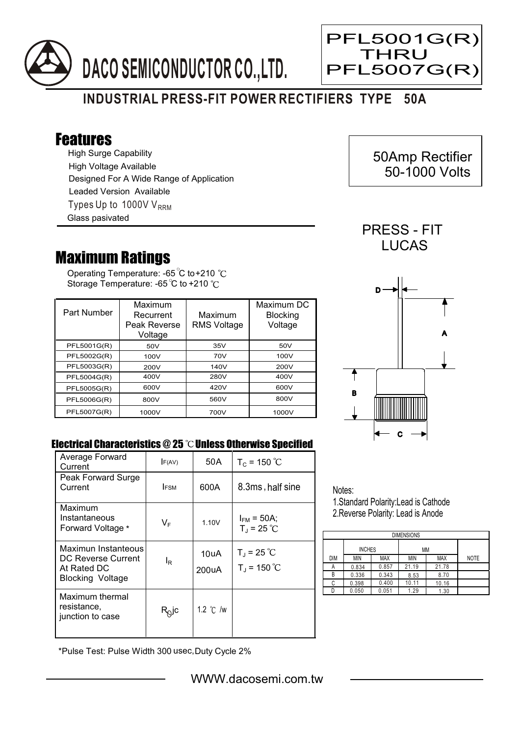# DACO SEMICONDUCTOR CO.,LTD.

**PFL5001G(R) THRU PFL5007G(R)**

## INDUSTRIAL PRESS-FIT POWER RECTIFIERS TYPE 50A

## Features

- High Surge Capability
- High Voltage Available
- Designed For A Wide Range of Application
- Leaded Version Available
- Types Up to 1000V $V_{RRM}$
- Glass pasivated

50Amp Rectifier
50-1000 Volts

PRESS - FIT
LUCAS

## Maximum Ratings

Operating Temperature: -65 ℃ to +210 ℃
Storage Temperature: -65 ℃ to +210 ℃

| Part Number | Maximum Recurrent Peak Reverse Voltage | Maximum RMS Voltage | Maximum DC Blocking Voltage |
|---|---|---|---|
| PFL5001G(R) | 50V | 35V | 50V |
| PFL5002G(R) | 100V | 70V | 100V |
| PFL5003G(R) | 200V | 140V | 200V |
| PFL5004G(R) | 400V | 280V | 400V |
| PFL5005G(R) | 600V | 420V | 600V |
| PFL5006G(R) | 800V | 560V | 800V |
| PFL5007G(R) | 1000V | 700V | 1000V |

### Electrical Characteristics @ 25 ℃ Unless Otherwise Specified

| | | | |
|---|---|---|---|
| Average Forward Current | $I_{F(AV)}$ | 50A | $T_C$ = 150 ℃ |
| Peak Forward Surge Current | $I_{FSM}$ | 600A | 8.3ms, half sine |
| Maximum Instantaneous Forward Voltage * | $V_F$ | 1.10V | $I_{FM}$ = 50A; $T_J$ = 25 ℃ |
| Maximun Instanteous DC Reverse Current At Rated DC Blocking Voltage | $I_R$ | 10uA<br>200uA | $T_J$ = 25 ℃<br>$T_J$ = 150 ℃ |
| Maximum thermal resistance, junction to case | $R_{\theta}jc$ | 1.2 ℃ /w | |

*Pulse Test: Pulse Width 300 usec, Duty Cycle 2%

Notes:
1. Standard Polarity: Lead is Cathode
2. Reverse Polarity: Lead is Anode

| DIMENSIONS | | | | | |
|---|---|---|---|---|---|
| | INCHES | | MM | | |
| DIM | MIN | MAX | MIN | MAX | NOTE |
| A | 0.834 | 0.857 | 21.19 | 21.78 | |
| B | 0.336 | 0.343 | 8.53 | 8.70 | |
| C | 0.398 | 0.400 | 10.11 | 10.16 | |
| D | 0.050 | 0.051 | 1.29 | 1.30 | |

WWW.dacosemi.com.tw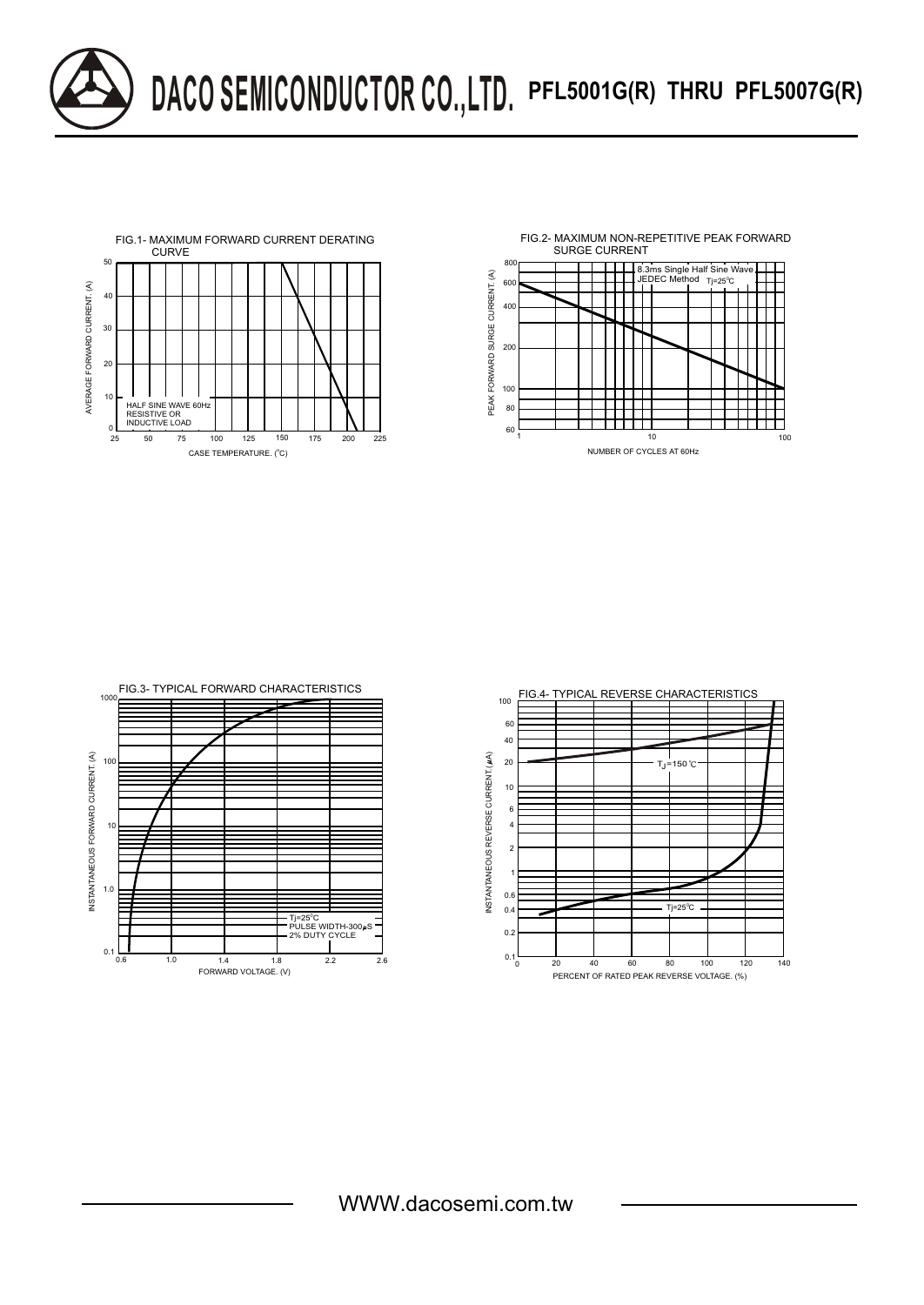FIG.1- MAXIMUM FORWARD CURRENT DERATING CURVE

AVERAGE FORWARD CURRENT. (A)

50
40
30
20
10
0

HALF SINE WAVE 60Hz
RESISTIVE OR
INDUCTIVE LOAD

25 50 75 100 125 150 175 200 225

CASE TEMPERATURE. (°C)

FIG.2- MAXIMUM NON-REPETITIVE PEAK FORWARD SURGE CURRENT

PEAK FORWARD SURGE CURRENT. (A)

800
600
400
200
100
80
60

8.3ms Single Half Sine Wave
JEDEC Method Tj=25°C

1 10 100

NUMBER OF CYCLES AT 60Hz

FIG.3- TYPICAL FORWARD CHARACTERISTICS

INSTANTANEOUS FORWARD CURRENT. (A)

1000
100
10
1.0
0.1

Tj=25°C
PULSE WIDTH-300μS
2% DUTY CYCLE

0.6 1.0 1.4 1.8 2.2 2.6

FORWARD VOLTAGE. (V)

FIG.4- TYPICAL REVERSE CHARACTERISTICS

INSTANTANEOUS REVERSE CURRENT.(μA)

100
60
40
20
10
6
4
2
1
0.6
0.4
0.2
0.1

$T_J$=150°C

Tj=25°C

0 20 40 60 80 100 120 140

PERCENT OF RATED PEAK REVERSE VOLTAGE. (%)